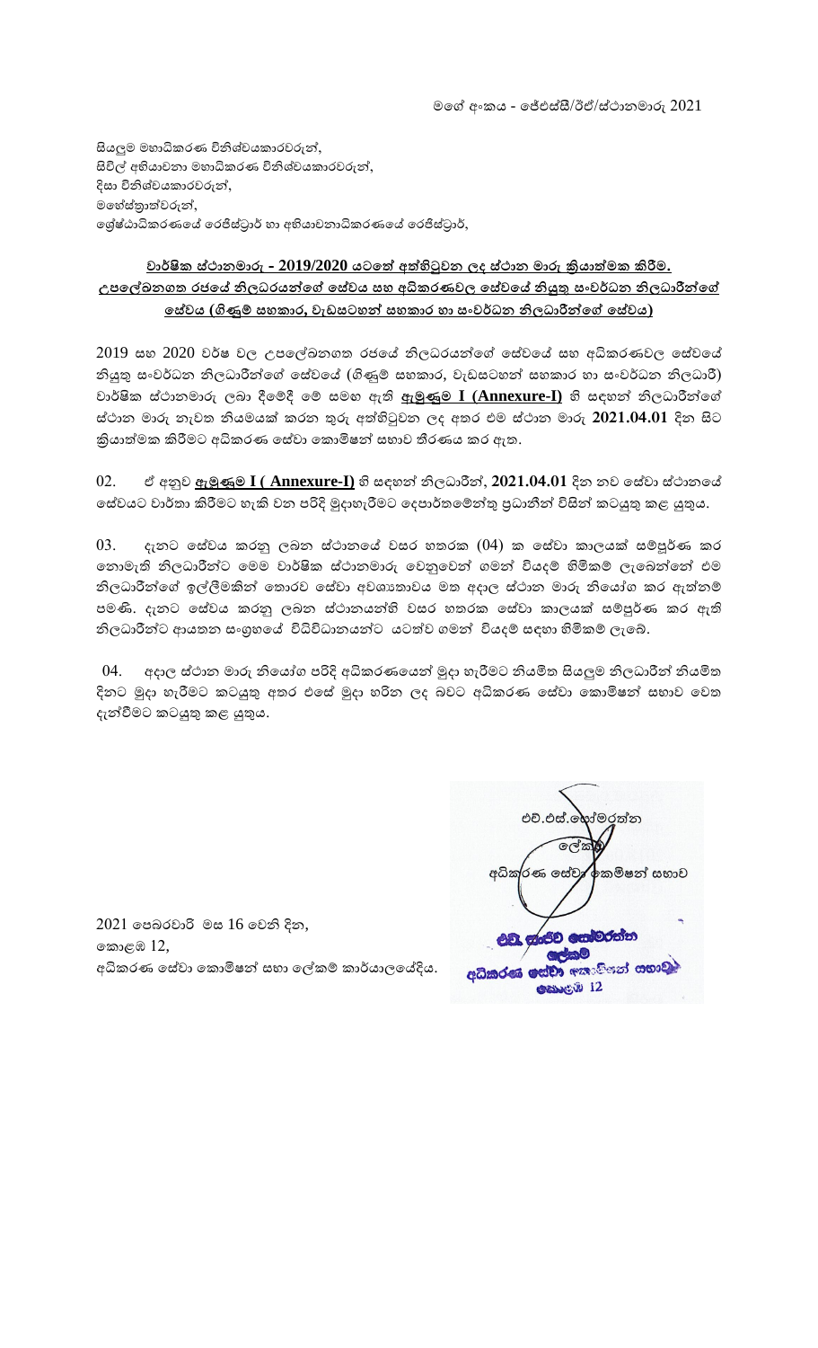මගේ අංකය - ජේඑස්සී/ඊඒ/ස්ථානමාරු 2021

සියලුම මහාධිකරණ විනිශ්චයකාරවරුන්,
සිවිල් අභියාචනා මහාධිකරණ විනිශ්චයකාරවරුන්,
දිසා විනිශ්චයකාරවරුන්,
මහේස්ත්‍රාත්වරුන්,
ශ්‍රේෂ්ඨාධිකරණයේ රෙජිස්ට්‍රාර් හා අභියාචනාධිකරණයේ රෙජිස්ට්‍රාර්,

**<u>වාර්ෂික ස්ථානමාරු - 2019/2020 යටතේ අත්හිටුවන ලද ස්ථාන මාරු ක්‍රියාත්මක කිරීම.</u>**
**<u>උපලේඛනගත රජයේ නිලධරයන්ගේ සේවය සහ අධිකරණවල සේවයේ නියුතු සංවර්ධන නිලධාරීන්ගේ සේවය (ගිණුම් සහකාර, වැඩසටහන් සහකාර හා සංවර්ධන නිලධාරීන්ගේ සේවය)</u>**

2019 සහ 2020 වර්ෂ වල උපලේඛනගත රජයේ නිලධරයන්ගේ සේවයේ සහ අධිකරණවල සේවයේ නියුතු සංවර්ධන නිලධාරීන්ගේ සේවයේ (ගිණුම් සහකාර, වැඩසටහන් සහකාර හා සංවර්ධන නිලධාරී) වාර්ෂික ස්ථානමාරු ලබා දීමේදී මේ සමඟ ඇති **<u>ඇමුණුම I (Annexure-I)</u>** හි සඳහන් නිලධාරීන්ගේ ස්ථාන මාරු නැවත නියමයක් කරන තුරු අත්හිටුවන ලද අතර එම ස්ථාන මාරු **2021.04.01** දින සිට ක්‍රියාත්මක කිරීමට අධිකරණ සේවා කොමිෂන් සභාව තීරණය කර ඇත.

02. ඒ අනුව **<u>ඇමුණුම I ( Annexure-I)</u>** හි සඳහන් නිලධාරීන්, **2021.04.01** දින නව සේවා ස්ථානයේ සේවයට වාර්තා කිරීමට හැකි වන පරිදි මුදාහැරීමට දෙපාර්තමේන්තු ප්‍රධානීන් විසින් කටයුතු කළ යුතුය.

03. දැනට සේවය කරනු ලබන ස්ථානයේ වසර හතරක (04) ක සේවා කාලයක් සම්පූර්ණ කර නොමැති නිලධාරීන්ට මෙම වාර්ෂික ස්ථානමාරු වෙනුවෙන් ගමන් වියදම් හිමිකම් ලැබෙන්නේ එම නිලධාරීන්ගේ ඉල්ලීමකින් තොරව සේවා අවශ්‍යතාවය මත අදාල ස්ථාන මාරු නියෝග කර ඇත්නම් පමණි. දැනට සේවය කරනු ලබන ස්ථානයන්හි වසර හතරක සේවා කාලයක් සම්පූර්ණ කර ඇති නිලධාරීන්ට ආයතන සංග්‍රහයේ විධිවිධානයන්ට යටත්ව ගමන් වියදම් සඳහා හිමිකම් ලැබේ.

04. අදාල ස්ථාන මාරු නියෝග පරිදි අධිකරණයෙන් මුදා හැරීමට නියමිත සියලුම නිලධාරීන් නියමිත දිනට මුදා හැරීමට කටයුතු අතර එසේ මුදා හරින ලද බවට අධිකරණ සේවා කොමිෂන් සභාව වෙත දැන්වීමට කටයුතු කළ යුතුය.

එච්.එස්.සෝමරත්න
ලේකම්
අධිකරණ සේවා කොමිෂන් සභාව

එච්. සංජීව සෝමරත්න
ලේකම්
අධිකරණ සේවා කොමිෂන් සභාව
කොළඹ 12

2021 පෙබරවාරි මස 16 වෙනි දින,
කොළඹ 12,
අධිකරණ සේවා කොමිෂන් සභා ලේකම් කාර්යාලයේදිය.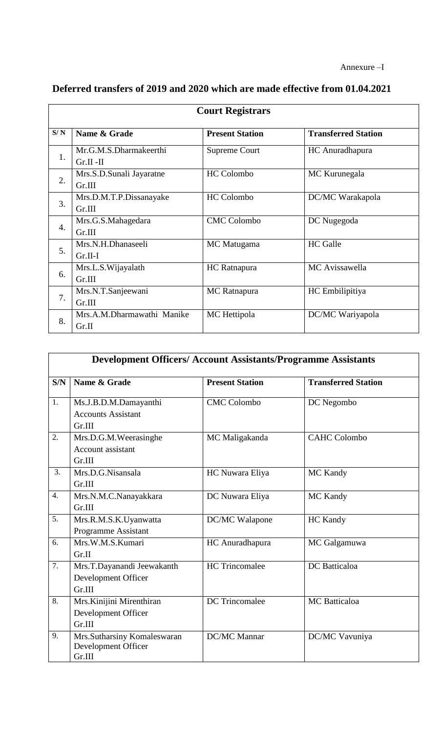Annexure –I

## Deferred transfers of 2019 and 2020 which are made effective from 01.04.2021

| Court Registrars | | | |
|---|---|---|---|
| **S/ N** | **Name & Grade** | **Present Station** | **Transferred Station** |
| 1. | Mr.G.M.S.Dharmakeerthi Gr.II -II | Supreme Court | HC Anuradhapura |
| 2. | Mrs.S.D.Sunali Jayaratne Gr.III | HC Colombo | MC Kurunegala |
| 3. | Mrs.D.M.T.P.Dissanayake Gr.III | HC Colombo | DC/MC Warakapola |
| 4. | Mrs.G.S.Mahagedara Gr.III | CMC Colombo | DC Nugegoda |
| 5. | Mrs.N.H.Dhanaseeli Gr.II-I | MC Matugama | HC Galle |
| 6. | Mrs.L.S.Wijayalath Gr.III | HC Ratnapura | MC Avissawella |
| 7. | Mrs.N.T.Sanjeewani Gr.III | MC Ratnapura | HC Embilipitiya |
| 8. | Mrs.A.M.Dharmawathi Manike Gr.II | MC Hettipola | DC/MC Wariyapola |

| Development Officers/ Account Assistants/Programme Assistants | | | |
|---|---|---|---|
| **S/N** | **Name & Grade** | **Present Station** | **Transferred Station** |
| 1. | Ms.J.B.D.M.Damayanthi Accounts Assistant Gr.III | CMC Colombo | DC Negombo |
| 2. | Mrs.D.G.M.Weerasinghe Account assistant Gr.III | MC Maligakanda | CAHC Colombo |
| 3. | Mrs.D.G.Nisansala Gr.III | HC Nuwara Eliya | MC Kandy |
| 4. | Mrs.N.M.C.Nanayakkara Gr.III | DC Nuwara Eliya | MC Kandy |
| 5. | Mrs.R.M.S.K.Uyanwatta Programme Assistant | DC/MC Walapone | HC Kandy |
| 6. | Mrs.W.M.S.Kumari Gr.II | HC Anuradhapura | MC Galgamuwa |
| 7. | Mrs.T.Dayanandi Jeewakanth Development Officer Gr.III | HC Trincomalee | DC Batticaloa |
| 8. | Mrs.Kinijini Mirenthiran Development Officer Gr.III | DC Trincomalee | MC Batticaloa |
| 9. | Mrs.Sutharsiny Komaleswaran Development Officer Gr.III | DC/MC Mannar | DC/MC Vavuniya |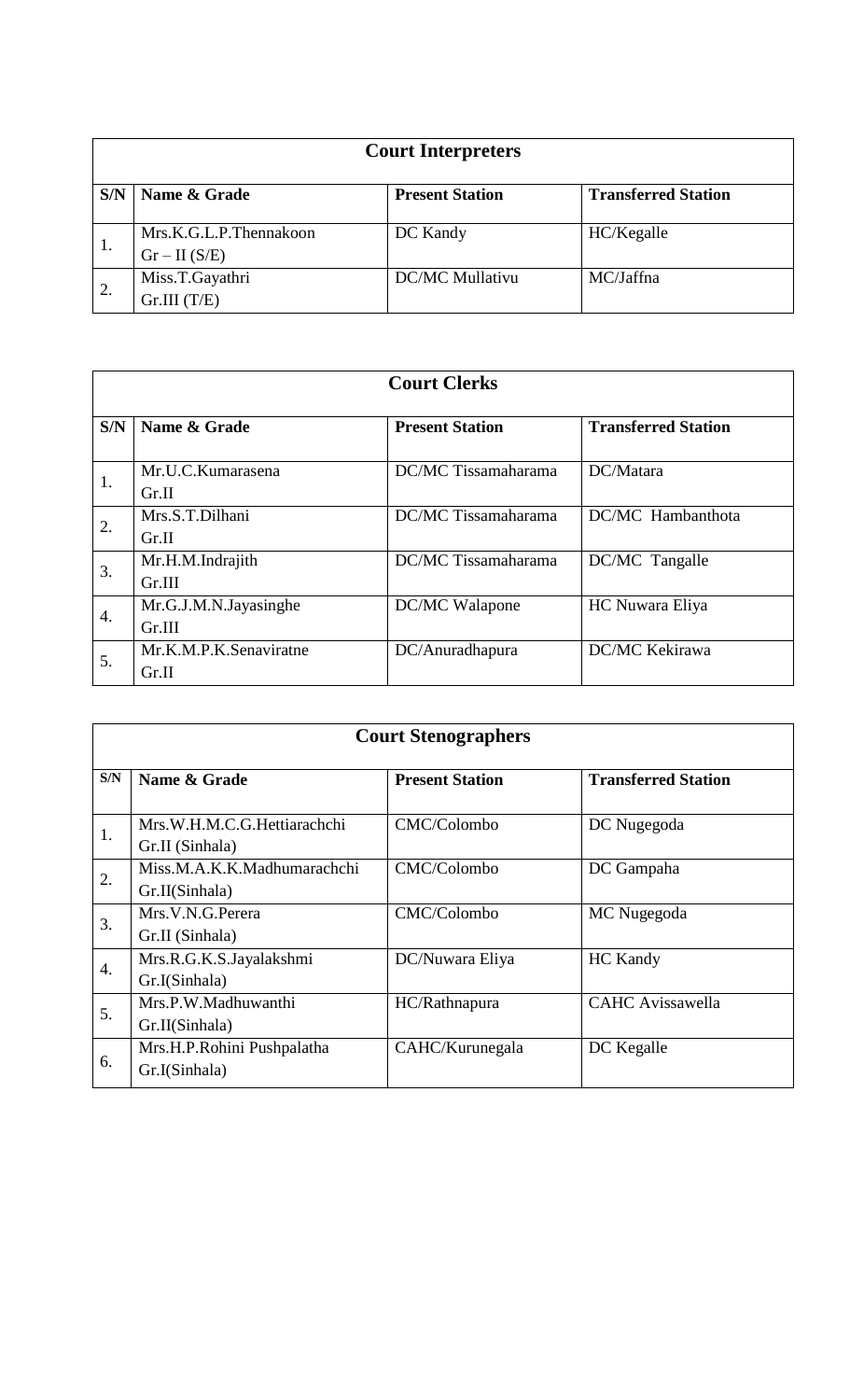| Court Interpreters | | | |
|---|---|---|---|
| S/N | Name & Grade | Present Station | Transferred Station |
| 1. | Mrs.K.G.L.P.Thennakoon Gr – II (S/E) | DC Kandy | HC/Kegalle |
| 2. | Miss.T.Gayathri Gr.III (T/E) | DC/MC Mullativu | MC/Jaffna |

| Court Clerks | | | |
|---|---|---|---|
| S/N | Name & Grade | Present Station | Transferred Station |
| 1. | Mr.U.C.Kumarasena Gr.II | DC/MC Tissamaharama | DC/Matara |
| 2. | Mrs.S.T.Dilhani Gr.II | DC/MC Tissamaharama | DC/MC Hambanthota |
| 3. | Mr.H.M.Indrajith Gr.III | DC/MC Tissamaharama | DC/MC Tangalle |
| 4. | Mr.G.J.M.N.Jayasinghe Gr.III | DC/MC Walapone | HC Nuwara Eliya |
| 5. | Mr.K.M.P.K.Senaviratne Gr.II | DC/Anuradhapura | DC/MC Kekirawa |

| Court Stenographers | | | |
|---|---|---|---|
| S/N | Name & Grade | Present Station | Transferred Station |
| 1. | Mrs.W.H.M.C.G.Hettiarachchi Gr.II (Sinhala) | CMC/Colombo | DC Nugegoda |
| 2. | Miss.M.A.K.K.Madhumarachchi Gr.II(Sinhala) | CMC/Colombo | DC Gampaha |
| 3. | Mrs.V.N.G.Perera Gr.II (Sinhala) | CMC/Colombo | MC Nugegoda |
| 4. | Mrs.R.G.K.S.Jayalakshmi Gr.I(Sinhala) | DC/Nuwara Eliya | HC Kandy |
| 5. | Mrs.P.W.Madhuwanthi Gr.II(Sinhala) | HC/Rathnapura | CAHC Avissawella |
| 6. | Mrs.H.P.Rohini Pushpalatha Gr.I(Sinhala) | CAHC/Kurunegala | DC Kegalle |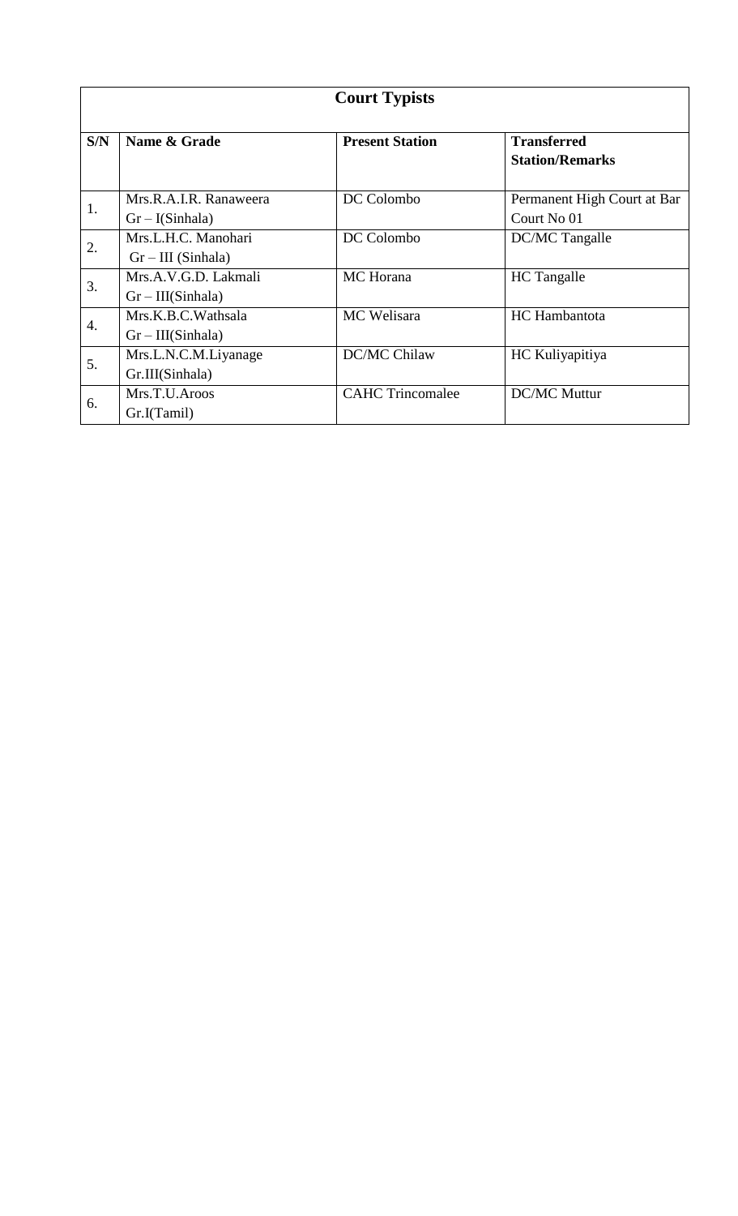| Court Typists | | | |
|---|---|---|---|
| **S/N** | **Name & Grade** | **Present Station** | **Transferred Station/Remarks** |
| 1. | Mrs.R.A.I.R. Ranaweera Gr – I(Sinhala) | DC Colombo | Permanent High Court at Bar Court No 01 |
| 2. | Mrs.L.H.C. Manohari Gr – III (Sinhala) | DC Colombo | DC/MC Tangalle |
| 3. | Mrs.A.V.G.D. Lakmali Gr – III(Sinhala) | MC Horana | HC Tangalle |
| 4. | Mrs.K.B.C.Wathsala Gr – III(Sinhala) | MC Welisara | HC Hambantota |
| 5. | Mrs.L.N.C.M.Liyanage Gr.III(Sinhala) | DC/MC Chilaw | HC Kuliyapitiya |
| 6. | Mrs.T.U.Aroos Gr.I(Tamil) | CAHC Trincomalee | DC/MC Muttur |